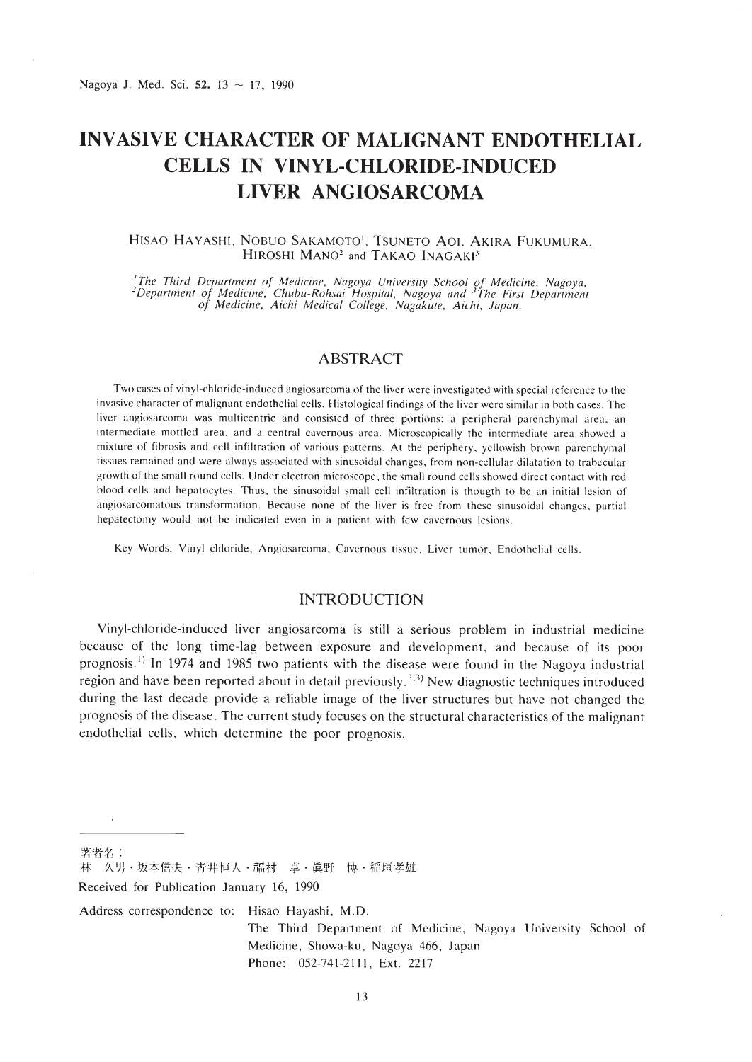# INVASIVE CHARACTER OF MALIGNANT ENDOTHELIAL CELLS IN VINYL-CHLORIDE-INDUCED LIVER ANGIOSARCOMA

HISAO HAYASHI, NOBUO SAKAMOTO[1], TSUNETO AOI, AKIRA FUKUMURA, HIROSHI MANO[2] and TAKAO INAGAKI[3]

*[1]The Third Department of Medicine, Nagoya University School of Medicine, Nagoya, [2]Department of Medicine, Chubu-Rohsai Hospital, Nagoya and [3]The First Department of Medicine, Aichi Medical College, Nagakute, Aichi, Japan.*

## ABSTRACT

Two cases of vinyl-chloride-induced angiosarcoma of the liver were investigated with special reference to the invasive character of malignant endothelial cells. Histological findings of the liver were similar in both cases. The liver angiosarcoma was multicentric and consisted of three portions: a peripheral parenchymal area, an intermediate mottled area, and a central cavernous area. Microscopically the intermediate area showed a mixture of fibrosis and cell infiltration of various patterns. At the periphery, yellowish brown parenchymal tissues remained and were always associated with sinusoidal changes, from non-cellular dilatation to trabecular growth of the small round cells. Under electron microscope, the small round cells showed direct contact with red blood cells and hepatocytes. Thus, the sinusoidal small cell infiltration is thougth to be an initial lesion of angiosarcomatous transformation. Because none of the liver is free from these sinusoidal changes, partial hepatectomy would not be indicated even in a patient with few cavernous lesions.

Key Words: Vinyl chloride, Angiosarcoma, Cavernous tissue, Liver tumor, Endothelial cells.

## INTRODUCTION

Vinyl-chloride-induced liver angiosarcoma is still a serious problem in industrial medicine because of the long time-lag between exposure and development, and because of its poor prognosis.[1] In 1974 and 1985 two patients with the disease were found in the Nagoya industrial region and have been reported about in detail previously.[2,3] New diagnostic techniques introduced during the last decade provide a reliable image of the liver structures but have not changed the prognosis of the disease. The current study focuses on the structural characteristics of the malignant endothelial cells, which determine the poor prognosis.

---

著者名：
林　久男・坂本信夫・青井恒人・福村　享・眞野　博・稲垣孝雄

Received for Publication January 16, 1990

Address correspondence to: Hisao Hayashi, M.D.
The Third Department of Medicine, Nagoya University School of Medicine, Showa-ku, Nagoya 466, Japan
Phone: 052-741-2111, Ext. 2217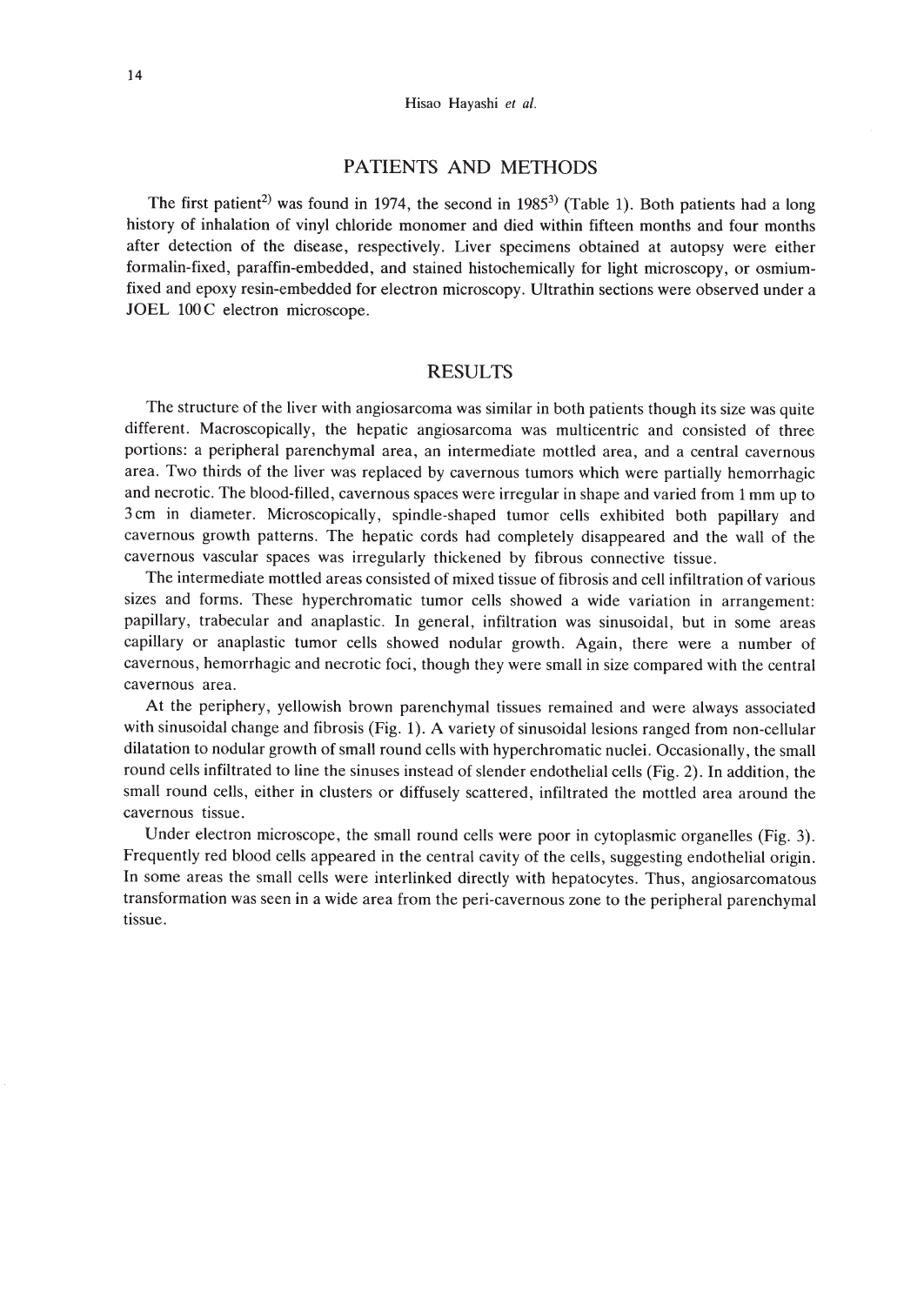## PATIENTS AND METHODS

The first patient[2] was found in 1974, the second in 1985[3] (Table 1). Both patients had a long history of inhalation of vinyl chloride monomer and died within fifteen months and four months after detection of the disease, respectively. Liver specimens obtained at autopsy were either formalin-fixed, paraffin-embedded, and stained histochemically for light microscopy, or osmium-fixed and epoxy resin-embedded for electron microscopy. Ultrathin sections were observed under a JOEL 100 C electron microscope.

## RESULTS

The structure of the liver with angiosarcoma was similar in both patients though its size was quite different. Macroscopically, the hepatic angiosarcoma was multicentric and consisted of three portions: a peripheral parenchymal area, an intermediate mottled area, and a central cavernous area. Two thirds of the liver was replaced by cavernous tumors which were partially hemorrhagic and necrotic. The blood-filled, cavernous spaces were irregular in shape and varied from 1 mm up to 3 cm in diameter. Microscopically, spindle-shaped tumor cells exhibited both papillary and cavernous growth patterns. The hepatic cords had completely disappeared and the wall of the cavernous vascular spaces was irregularly thickened by fibrous connective tissue.

The intermediate mottled areas consisted of mixed tissue of fibrosis and cell infiltration of various sizes and forms. These hyperchromatic tumor cells showed a wide variation in arrangement: papillary, trabecular and anaplastic. In general, infiltration was sinusoidal, but in some areas capillary or anaplastic tumor cells showed nodular growth. Again, there were a number of cavernous, hemorrhagic and necrotic foci, though they were small in size compared with the central cavernous area.

At the periphery, yellowish brown parenchymal tissues remained and were always associated with sinusoidal change and fibrosis (Fig. 1). A variety of sinusoidal lesions ranged from non-cellular dilatation to nodular growth of small round cells with hyperchromatic nuclei. Occasionally, the small round cells infiltrated to line the sinuses instead of slender endothelial cells (Fig. 2). In addition, the small round cells, either in clusters or diffusely scattered, infiltrated the mottled area around the cavernous tissue.

Under electron microscope, the small round cells were poor in cytoplasmic organelles (Fig. 3). Frequently red blood cells appeared in the central cavity of the cells, suggesting endothelial origin. In some areas the small cells were interlinked directly with hepatocytes. Thus, angiosarcomatous transformation was seen in a wide area from the peri-cavernous zone to the peripheral parenchymal tissue.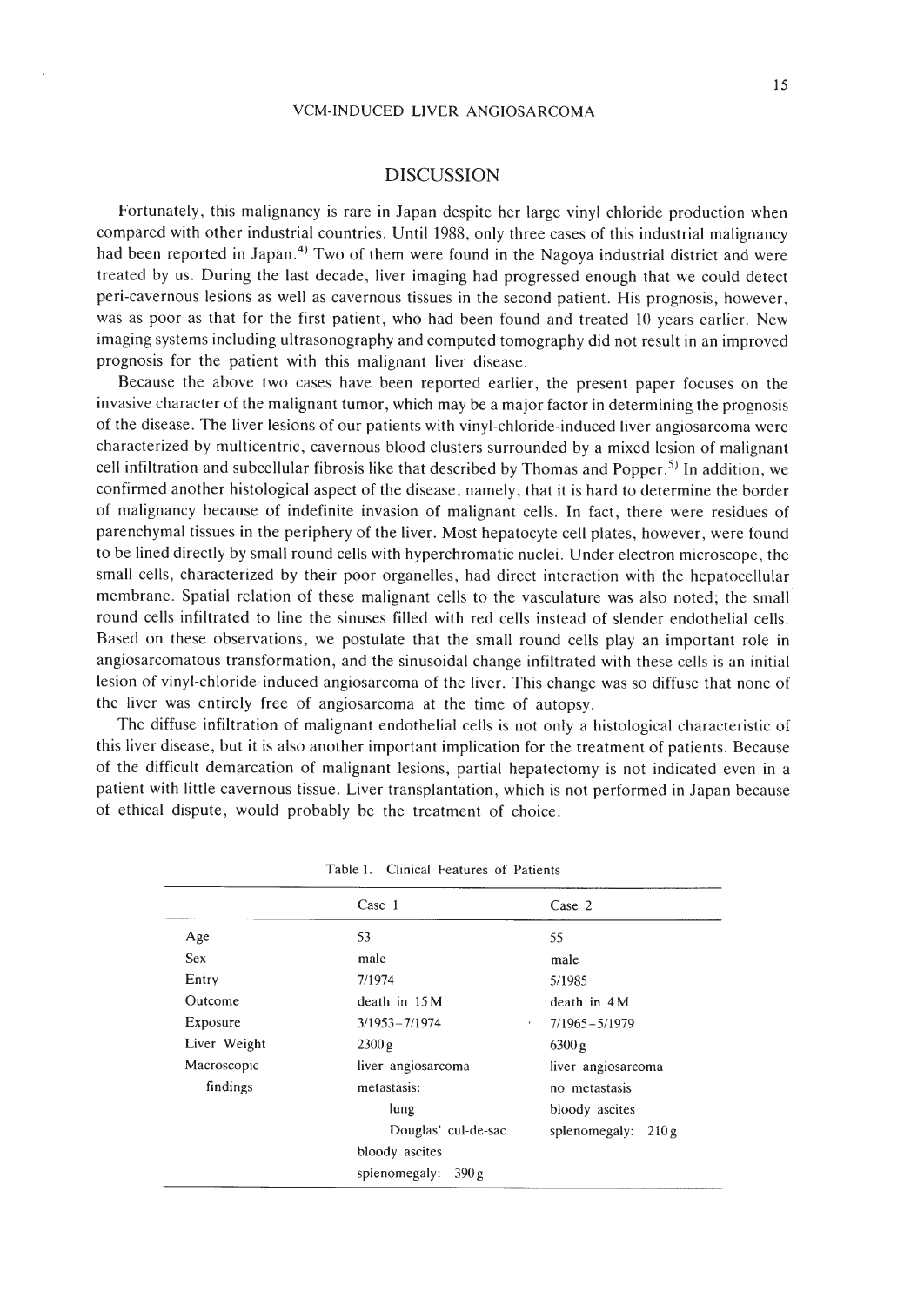## DISCUSSION

Fortunately, this malignancy is rare in Japan despite her large vinyl chloride production when compared with other industrial countries. Until 1988, only three cases of this industrial malignancy had been reported in Japan.[4] Two of them were found in the Nagoya industrial district and were treated by us. During the last decade, liver imaging had progressed enough that we could detect peri-cavernous lesions as well as cavernous tissues in the second patient. His prognosis, however, was as poor as that for the first patient, who had been found and treated 10 years earlier. New imaging systems including ultrasonography and computed tomography did not result in an improved prognosis for the patient with this malignant liver disease.

Because the above two cases have been reported earlier, the present paper focuses on the invasive character of the malignant tumor, which may be a major factor in determining the prognosis of the disease. The liver lesions of our patients with vinyl-chloride-induced liver angiosarcoma were characterized by multicentric, cavernous blood clusters surrounded by a mixed lesion of malignant cell infiltration and subcellular fibrosis like that described by Thomas and Popper.[5] In addition, we confirmed another histological aspect of the disease, namely, that it is hard to determine the border of malignancy because of indefinite invasion of malignant cells. In fact, there were residues of parenchymal tissues in the periphery of the liver. Most hepatocyte cell plates, however, were found to be lined directly by small round cells with hyperchromatic nuclei. Under electron microscope, the small cells, characterized by their poor organelles, had direct interaction with the hepatocellular membrane. Spatial relation of these malignant cells to the vasculature was also noted; the small round cells infiltrated to line the sinuses filled with red cells instead of slender endothelial cells. Based on these observations, we postulate that the small round cells play an important role in angiosarcomatous transformation, and the sinusoidal change infiltrated with these cells is an initial lesion of vinyl-chloride-induced angiosarcoma of the liver. This change was so diffuse that none of the liver was entirely free of angiosarcoma at the time of autopsy.

The diffuse infiltration of malignant endothelial cells is not only a histological characteristic of this liver disease, but it is also another important implication for the treatment of patients. Because of the difficult demarcation of malignant lesions, partial hepatectomy is not indicated even in a patient with little cavernous tissue. Liver transplantation, which is not performed in Japan because of ethical dispute, would probably be the treatment of choice.

Table 1. Clinical Features of Patients

| | Case 1 | Case 2 |
|---|---|---|
| Age | 53 | 55 |
| Sex | male | male |
| Entry | 7/1974 | 5/1985 |
| Outcome | death in 15 M | death in 4 M |
| Exposure | 3/1953–7/1974 | 7/1965–5/1979 |
| Liver Weight | 2300 g | 6300 g |
| Macroscopic findings | liver angiosarcoma | liver angiosarcoma |
| | metastasis: | no metastasis |
| | lung | bloody ascites |
| | Douglas' cul-de-sac | splenomegaly: 210 g |
| | bloody ascites | |
| | splenomegaly: 390 g | |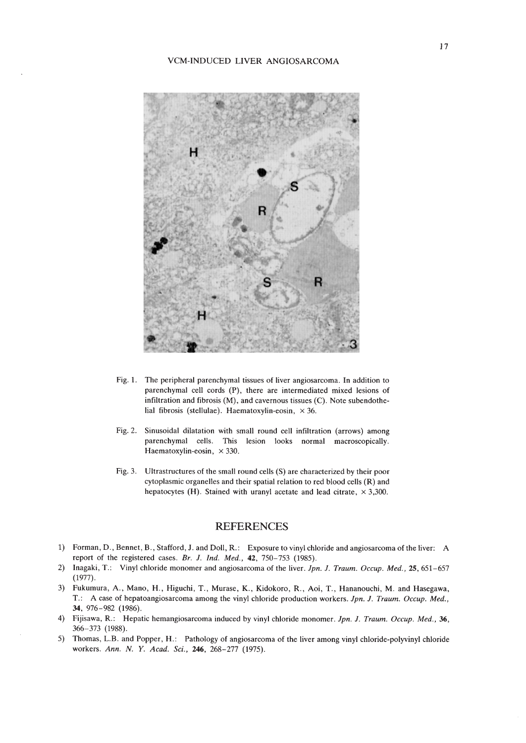Fig. 1. The peripheral parenchymal tissues of liver angiosarcoma. In addition to parenchymal cell cords (P), there are intermediated mixed lesions of infiltration and fibrosis (M), and cavernous tissues (C). Note subendothelial fibrosis (stellulae). Haematoxylin-eosin, × 36.

Fig. 2. Sinusoidal dilatation with small round cell infiltration (arrows) among parenchymal cells. This lesion looks normal macroscopically. Haematoxylin-eosin, × 330.

Fig. 3. Ultrastructures of the small round cells (S) are characterized by their poor cytoplasmic organelles and their spatial relation to red blood cells (R) and hepatocytes (H). Stained with uranyl acetate and lead citrate, × 3,300.

## REFERENCES

1) Forman, D., Bennet, B., Stafford, J. and Doll, R.: Exposure to vinyl chloride and angiosarcoma of the liver: A report of the registered cases. *Br. J. Ind. Med.*, **42**, 750–753 (1985).
2) Inagaki, T.: Vinyl chloride monomer and angiosarcoma of the liver. *Jpn. J. Traum. Occup. Med.*, **25**, 651–657 (1977).
3) Fukumura, A., Mano, H., Higuchi, T., Murase, K., Kidokoro, R., Aoi, T., Hananouchi, M. and Hasegawa, T.: A case of hepatoangiosarcoma among the vinyl chloride production workers. *Jpn. J. Traum. Occup. Med.*, **34**, 976–982 (1986).
4) Fijisawa, R.: Hepatic hemangiosarcoma induced by vinyl chloride monomer. *Jpn. J. Traum. Occup. Med.*, **36**, 366–373 (1988).
5) Thomas, L.B. and Popper, H.: Pathology of angiosarcoma of the liver among vinyl chloride-polyvinyl chloride workers. *Ann. N. Y. Acad. Sci.*, **246**, 268–277 (1975).